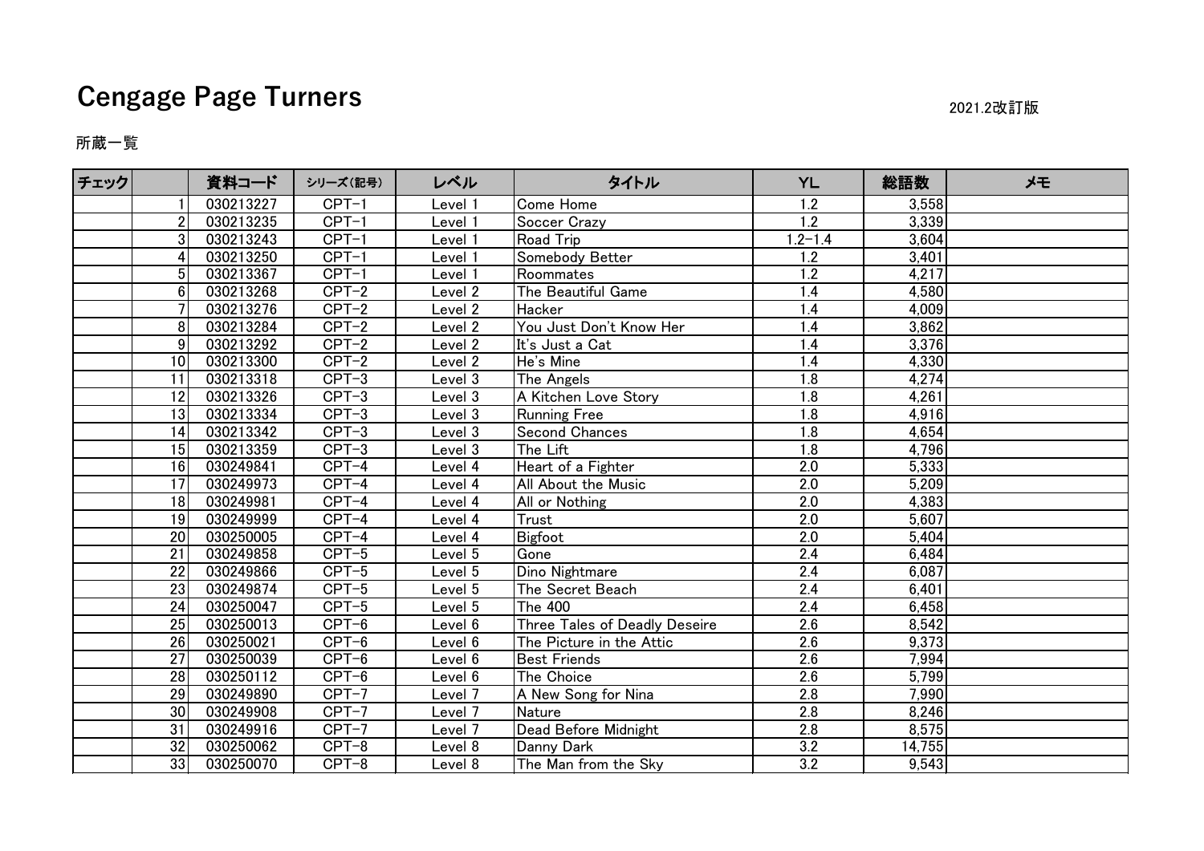# Cengage Page Turners

2021.2改訂版

所蔵一覧

| チェック | | 資料コード | シリーズ(記号) | レベル | タイトル | YL | 総語数 | メモ |
|---|---|---|---|---|---|---|---|---|
| | 1 | 030213227 | CPT-1 | Level 1 | Come Home | 1.2 | 3,558 | |
| | 2 | 030213235 | CPT-1 | Level 1 | Soccer Crazy | 1.2 | 3,339 | |
| | 3 | 030213243 | CPT-1 | Level 1 | Road Trip | 1.2-1.4 | 3,604 | |
| | 4 | 030213250 | CPT-1 | Level 1 | Somebody Better | 1.2 | 3,401 | |
| | 5 | 030213367 | CPT-1 | Level 1 | Roommates | 1.2 | 4,217 | |
| | 6 | 030213268 | CPT-2 | Level 2 | The Beautiful Game | 1.4 | 4,580 | |
| | 7 | 030213276 | CPT-2 | Level 2 | Hacker | 1.4 | 4,009 | |
| | 8 | 030213284 | CPT-2 | Level 2 | You Just Don't Know Her | 1.4 | 3,862 | |
| | 9 | 030213292 | CPT-2 | Level 2 | It's Just a Cat | 1.4 | 3,376 | |
| | 10 | 030213300 | CPT-2 | Level 2 | He's Mine | 1.4 | 4,330 | |
| | 11 | 030213318 | CPT-3 | Level 3 | The Angels | 1.8 | 4,274 | |
| | 12 | 030213326 | CPT-3 | Level 3 | A Kitchen Love Story | 1.8 | 4,261 | |
| | 13 | 030213334 | CPT-3 | Level 3 | Running Free | 1.8 | 4,916 | |
| | 14 | 030213342 | CPT-3 | Level 3 | Second Chances | 1.8 | 4,654 | |
| | 15 | 030213359 | CPT-3 | Level 3 | The Lift | 1.8 | 4,796 | |
| | 16 | 030249841 | CPT-4 | Level 4 | Heart of a Fighter | 2.0 | 5,333 | |
| | 17 | 030249973 | CPT-4 | Level 4 | All About the Music | 2.0 | 5,209 | |
| | 18 | 030249981 | CPT-4 | Level 4 | All or Nothing | 2.0 | 4,383 | |
| | 19 | 030249999 | CPT-4 | Level 4 | Trust | 2.0 | 5,607 | |
| | 20 | 030250005 | CPT-4 | Level 4 | Bigfoot | 2.0 | 5,404 | |
| | 21 | 030249858 | CPT-5 | Level 5 | Gone | 2.4 | 6,484 | |
| | 22 | 030249866 | CPT-5 | Level 5 | Dino Nightmare | 2.4 | 6,087 | |
| | 23 | 030249874 | CPT-5 | Level 5 | The Secret Beach | 2.4 | 6,401 | |
| | 24 | 030250047 | CPT-5 | Level 5 | The 400 | 2.4 | 6,458 | |
| | 25 | 030250013 | CPT-6 | Level 6 | Three Tales of Deadly Deseire | 2.6 | 8,542 | |
| | 26 | 030250021 | CPT-6 | Level 6 | The Picture in the Attic | 2.6 | 9,373 | |
| | 27 | 030250039 | CPT-6 | Level 6 | Best Friends | 2.6 | 7,994 | |
| | 28 | 030250112 | CPT-6 | Level 6 | The Choice | 2.6 | 5,799 | |
| | 29 | 030249890 | CPT-7 | Level 7 | A New Song for Nina | 2.8 | 7,990 | |
| | 30 | 030249908 | CPT-7 | Level 7 | Nature | 2.8 | 8,246 | |
| | 31 | 030249916 | CPT-7 | Level 7 | Dead Before Midnight | 2.8 | 8,575 | |
| | 32 | 030250062 | CPT-8 | Level 8 | Danny Dark | 3.2 | 14,755 | |
| | 33 | 030250070 | CPT-8 | Level 8 | The Man from the Sky | 3.2 | 9,543 | |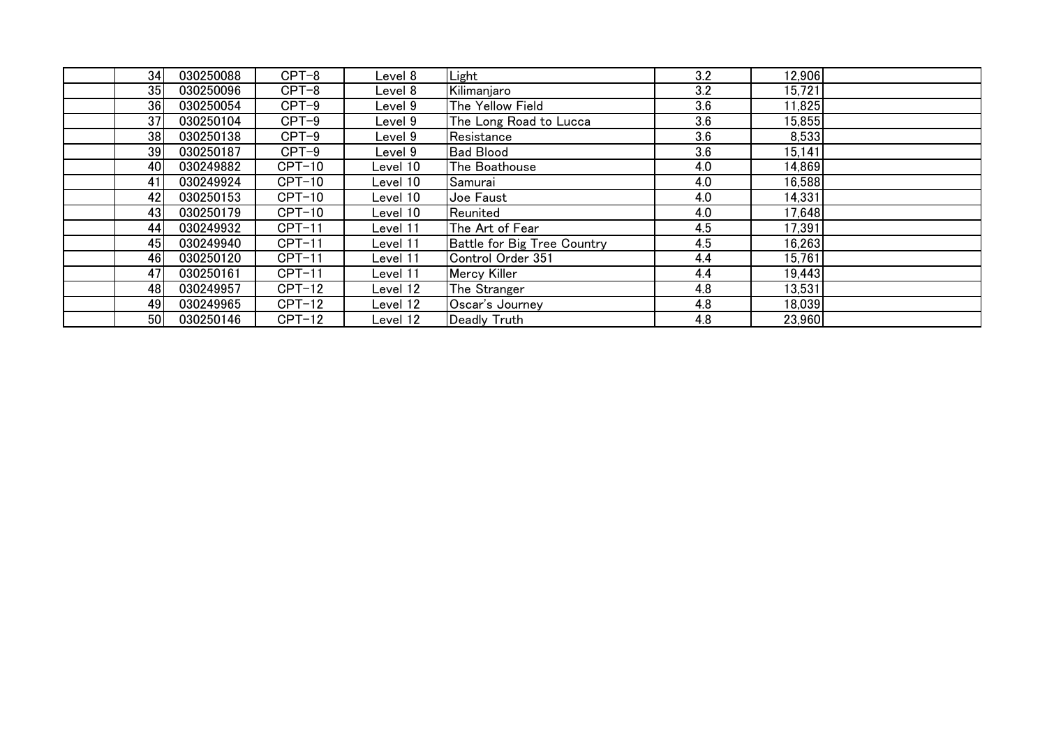| | | | | | | | |
|---|---|---|---|---|---|---|---|
| | 34 | 030250088 | CPT−8 | Level 8 | Light | 3.2 | 12,906 | |
| | 35 | 030250096 | CPT−8 | Level 8 | Kilimanjaro | 3.2 | 15,721 | |
| | 36 | 030250054 | CPT−9 | Level 9 | The Yellow Field | 3.6 | 11,825 | |
| | 37 | 030250104 | CPT−9 | Level 9 | The Long Road to Lucca | 3.6 | 15,855 | |
| | 38 | 030250138 | CPT−9 | Level 9 | Resistance | 3.6 | 8,533 | |
| | 39 | 030250187 | CPT−9 | Level 9 | Bad Blood | 3.6 | 15,141 | |
| | 40 | 030249882 | CPT−10 | Level 10 | The Boathouse | 4.0 | 14,869 | |
| | 41 | 030249924 | CPT−10 | Level 10 | Samurai | 4.0 | 16,588 | |
| | 42 | 030250153 | CPT−10 | Level 10 | Joe Faust | 4.0 | 14,331 | |
| | 43 | 030250179 | CPT−10 | Level 10 | Reunited | 4.0 | 17,648 | |
| | 44 | 030249932 | CPT−11 | Level 11 | The Art of Fear | 4.5 | 17,391 | |
| | 45 | 030249940 | CPT−11 | Level 11 | Battle for Big Tree Country | 4.5 | 16,263 | |
| | 46 | 030250120 | CPT−11 | Level 11 | Control Order 351 | 4.4 | 15,761 | |
| | 47 | 030250161 | CPT−11 | Level 11 | Mercy Killer | 4.4 | 19,443 | |
| | 48 | 030249957 | CPT−12 | Level 12 | The Stranger | 4.8 | 13,531 | |
| | 49 | 030249965 | CPT−12 | Level 12 | Oscar's Journey | 4.8 | 18,039 | |
| | 50 | 030250146 | CPT−12 | Level 12 | Deadly Truth | 4.8 | 23,960 | |